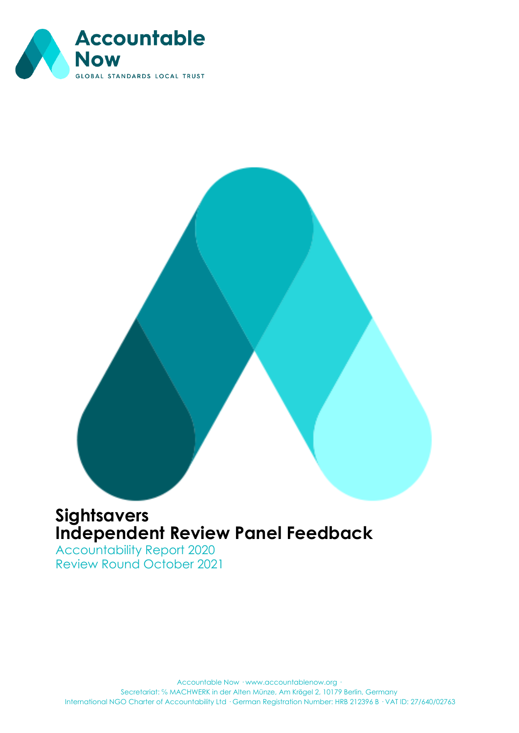Accountable Now

GLOBAL STANDARDS LOCAL TRUST

# Sightsavers
# Independent Review Panel Feedback

Accountability Report 2020

Review Round October 2021

Accountable Now · www.accountablenow.org ·
Secretariat: ℅ MACHWERK in der Alten Münze, Am Krögel 2, 10179 Berlin, Germany
International NGO Charter of Accountability Ltd · German Registration Number: HRB 212396 B · VAT ID: 27/640/02763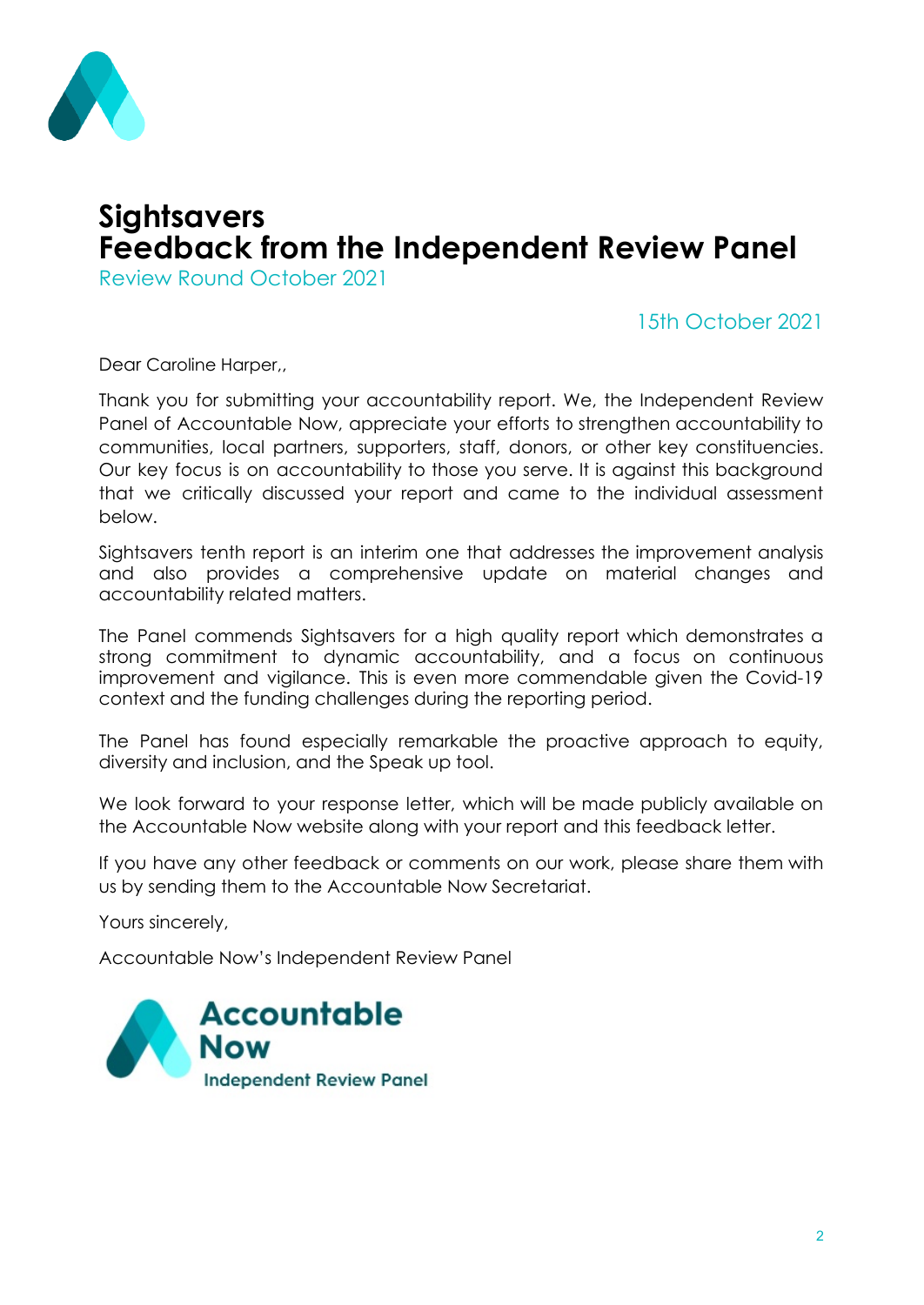# Sightsavers
# Feedback from the Independent Review Panel

Review Round October 2021

15th October 2021

Dear Caroline Harper,,

Thank you for submitting your accountability report. We, the Independent Review Panel of Accountable Now, appreciate your efforts to strengthen accountability to communities, local partners, supporters, staff, donors, or other key constituencies. Our key focus is on accountability to those you serve. It is against this background that we critically discussed your report and came to the individual assessment below.

Sightsavers tenth report is an interim one that addresses the improvement analysis and also provides a comprehensive update on material changes and accountability related matters.

The Panel commends Sightsavers for a high quality report which demonstrates a strong commitment to dynamic accountability, and a focus on continuous improvement and vigilance. This is even more commendable given the Covid-19 context and the funding challenges during the reporting period.

The Panel has found especially remarkable the proactive approach to equity, diversity and inclusion, and the Speak up tool.

We look forward to your response letter, which will be made publicly available on the Accountable Now website along with your report and this feedback letter.

If you have any other feedback or comments on our work, please share them with us by sending them to the Accountable Now Secretariat.

Yours sincerely,

Accountable Now's Independent Review Panel

Accountable Now
Independent Review Panel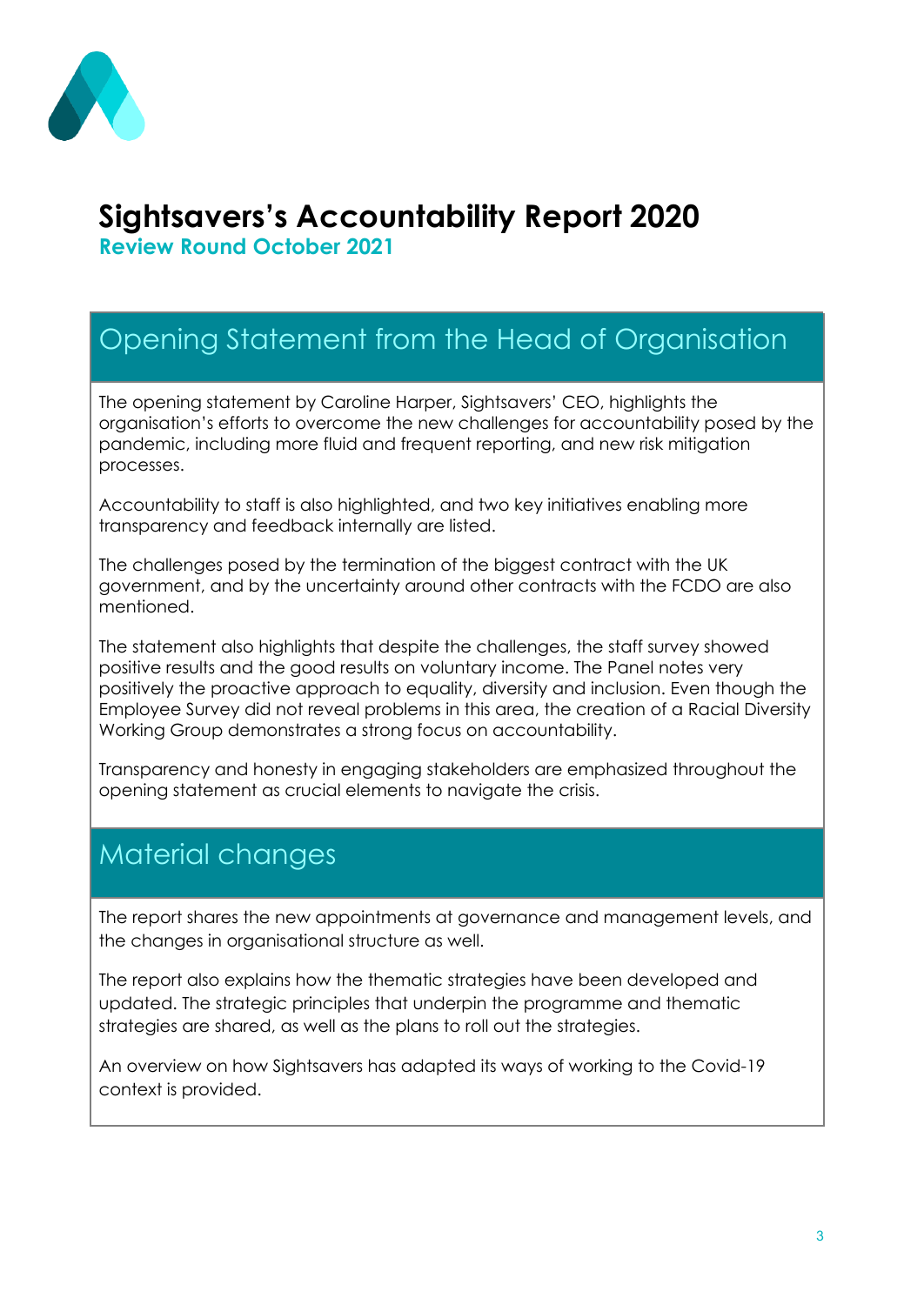# Sightsavers's Accountability Report 2020

**Review Round October 2021**

## Opening Statement from the Head of Organisation

The opening statement by Caroline Harper, Sightsavers' CEO, highlights the organisation's efforts to overcome the new challenges for accountability posed by the pandemic, including more fluid and frequent reporting, and new risk mitigation processes.

Accountability to staff is also highlighted, and two key initiatives enabling more transparency and feedback internally are listed.

The challenges posed by the termination of the biggest contract with the UK government, and by the uncertainty around other contracts with the FCDO are also mentioned.

The statement also highlights that despite the challenges, the staff survey showed positive results and the good results on voluntary income. The Panel notes very positively the proactive approach to equality, diversity and inclusion. Even though the Employee Survey did not reveal problems in this area, the creation of a Racial Diversity Working Group demonstrates a strong focus on accountability.

Transparency and honesty in engaging stakeholders are emphasized throughout the opening statement as crucial elements to navigate the crisis.

## Material changes

The report shares the new appointments at governance and management levels, and the changes in organisational structure as well.

The report also explains how the thematic strategies have been developed and updated. The strategic principles that underpin the programme and thematic strategies are shared, as well as the plans to roll out the strategies.

An overview on how Sightsavers has adapted its ways of working to the Covid-19 context is provided.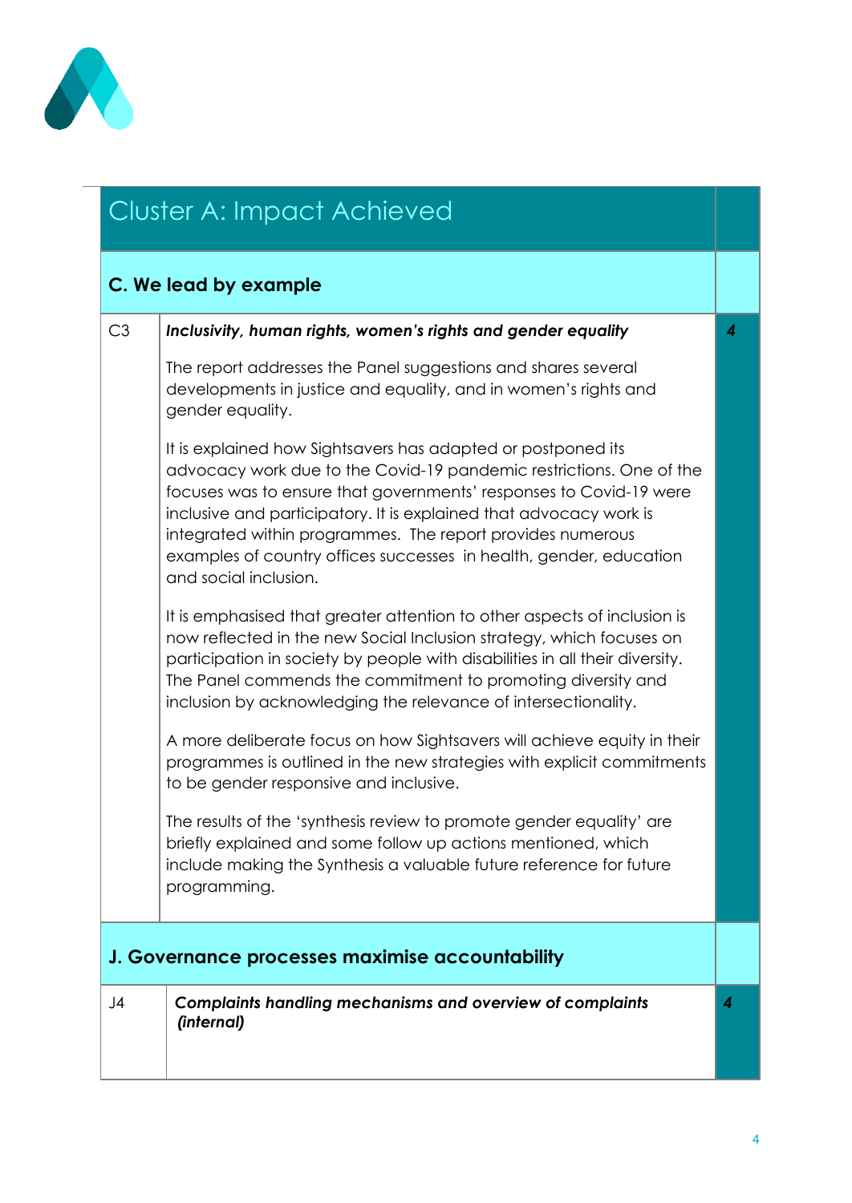## Cluster A: Impact Achieved

### C. We lead by example

| | | |
|---|---|---|
| C3 | ***Inclusivity, human rights, women's rights and gender equality***<br><br>The report addresses the Panel suggestions and shares several developments in justice and equality, and in women's rights and gender equality.<br><br>It is explained how Sightsavers has adapted or postponed its advocacy work due to the Covid-19 pandemic restrictions. One of the focuses was to ensure that governments' responses to Covid-19 were inclusive and participatory. It is explained that advocacy work is integrated within programmes. The report provides numerous examples of country offices successes in health, gender, education and social inclusion.<br><br>It is emphasised that greater attention to other aspects of inclusion is now reflected in the new Social Inclusion strategy, which focuses on participation in society by people with disabilities in all their diversity. The Panel commends the commitment to promoting diversity and inclusion by acknowledging the relevance of intersectionality.<br><br>A more deliberate focus on how Sightsavers will achieve equity in their programmes is outlined in the new strategies with explicit commitments to be gender responsive and inclusive.<br><br>The results of the 'synthesis review to promote gender equality' are briefly explained and some follow up actions mentioned, which include making the Synthesis a valuable future reference for future programming. | ***4*** |

### J. Governance processes maximise accountability

| | | |
|---|---|---|
| J4 | ***Complaints handling mechanisms and overview of complaints (internal)*** | ***4*** |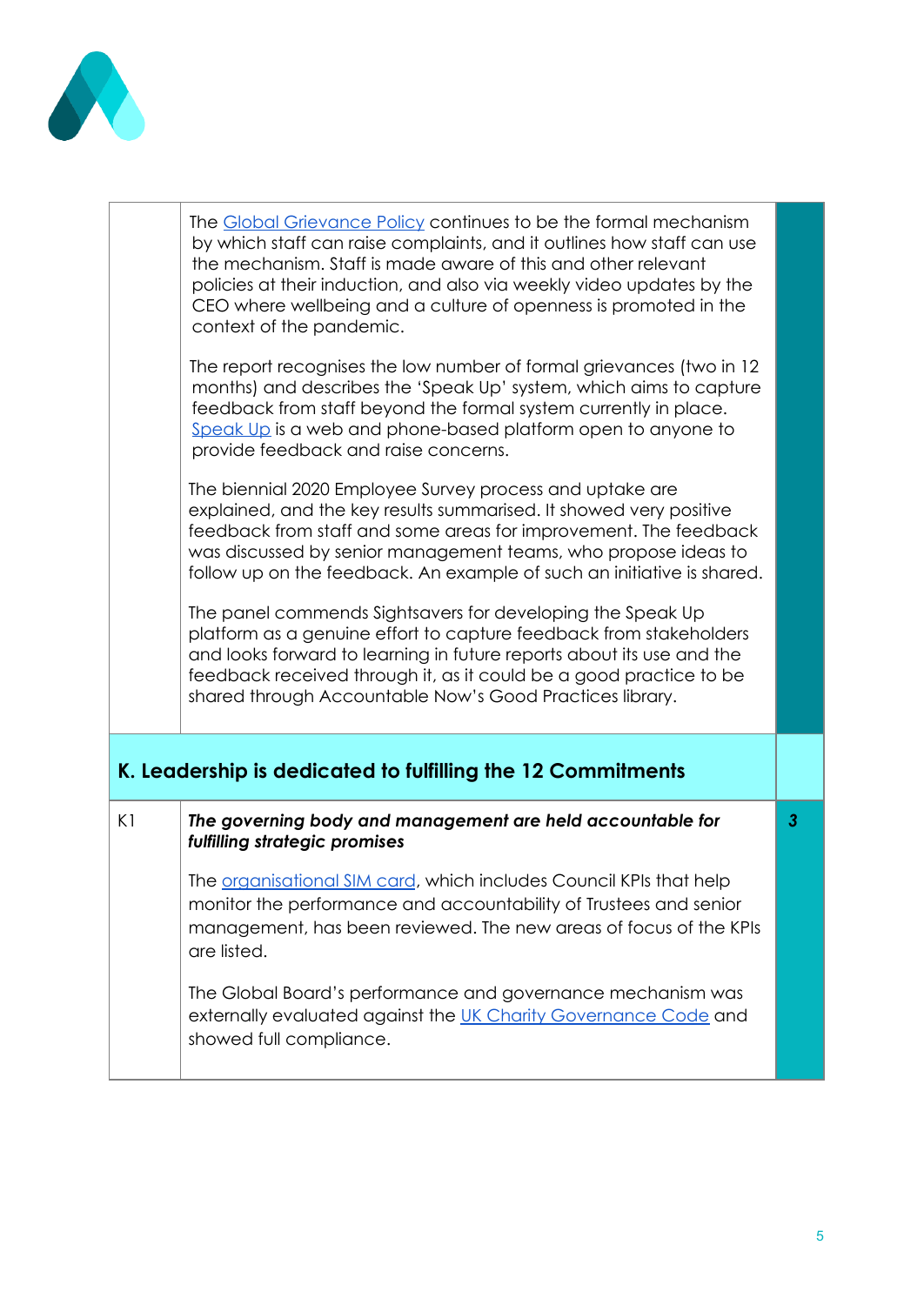| | | |
|---|---|---|
| | The Global Grievance Policy continues to be the formal mechanism by which staff can raise complaints, and it outlines how staff can use the mechanism. Staff is made aware of this and other relevant policies at their induction, and also via weekly video updates by the CEO where wellbeing and a culture of openness is promoted in the context of the pandemic.<br><br>The report recognises the low number of formal grievances (two in 12 months) and describes the 'Speak Up' system, which aims to capture feedback from staff beyond the formal system currently in place. Speak Up is a web and phone-based platform open to anyone to provide feedback and raise concerns.<br><br>The biennial 2020 Employee Survey process and uptake are explained, and the key results summarised. It showed very positive feedback from staff and some areas for improvement. The feedback was discussed by senior management teams, who propose ideas to follow up on the feedback. An example of such an initiative is shared.<br><br>The panel commends Sightsavers for developing the Speak Up platform as a genuine effort to capture feedback from stakeholders and looks forward to learning in future reports about its use and the feedback received through it, as it could be a good practice to be shared through Accountable Now's Good Practices library. | |
| **K. Leadership is dedicated to fulfilling the 12 Commitments** | | |
| K1 | ***The governing body and management are held accountable for fulfilling strategic promises***<br><br>The organisational SIM card, which includes Council KPIs that help monitor the performance and accountability of Trustees and senior management, has been reviewed. The new areas of focus of the KPIs are listed.<br><br>The Global Board's performance and governance mechanism was externally evaluated against the UK Charity Governance Code and showed full compliance. | ***3*** |